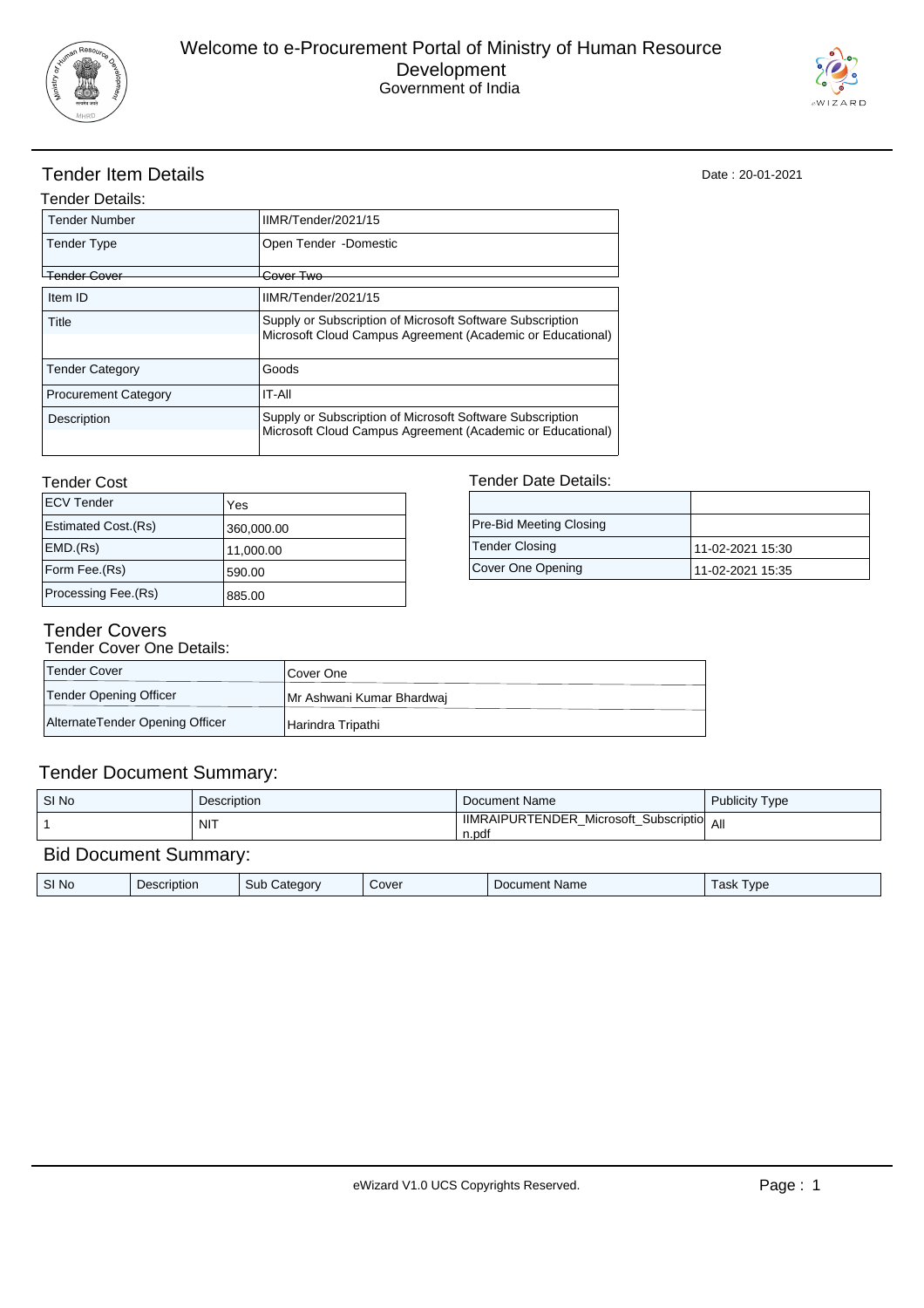# Welcome to e-Procurement Portal of Ministry of Human Resource Development

Government of India

## Tender Item Details

Date : 20-01-2021

### Tender Details:

| | |
|---|---|
| Tender Number | IIMR/Tender/2021/15 |
| Tender Type | Open Tender -Domestic |
| Tender Cover | Cover Two |
| Item ID | IIMR/Tender/2021/15 |
| Title | Supply or Subscription of Microsoft Software Subscription Microsoft Cloud Campus Agreement (Academic or Educational) |
| Tender Category | Goods |
| Procurement Category | IT-All |
| Description | Supply or Subscription of Microsoft Software Subscription Microsoft Cloud Campus Agreement (Academic or Educational) |

### Tender Cost

| | |
|---|---|
| ECV Tender | Yes |
| Estimated Cost.(Rs) | 360,000.00 |
| EMD.(Rs) | 11,000.00 |
| Form Fee.(Rs) | 590.00 |
| Processing Fee.(Rs) | 885.00 |

### Tender Date Details:

| | |
|---|---|
| Pre-Bid Meeting Closing | |
| Tender Closing | 11-02-2021 15:30 |
| Cover One Opening | 11-02-2021 15:35 |

## Tender Covers

### Tender Cover One Details:

| | |
|---|---|
| Tender Cover | Cover One |
| Tender Opening Officer | Mr Ashwani Kumar Bhardwaj |
| AlternateTender Opening Officer | Harindra Tripathi |

## Tender Document Summary:

| Sl No | Description | Document Name | Publicity Type |
|---|---|---|---|
| 1 | NIT | IIMRAIPURTENDER_Microsoft_Subscription.pdf | All |

## Bid Document Summary:

| Sl No | Description | Sub Category | Cover | Document Name | Task Type |
|---|---|---|---|---|---|

eWizard V1.0 UCS Copyrights Reserved.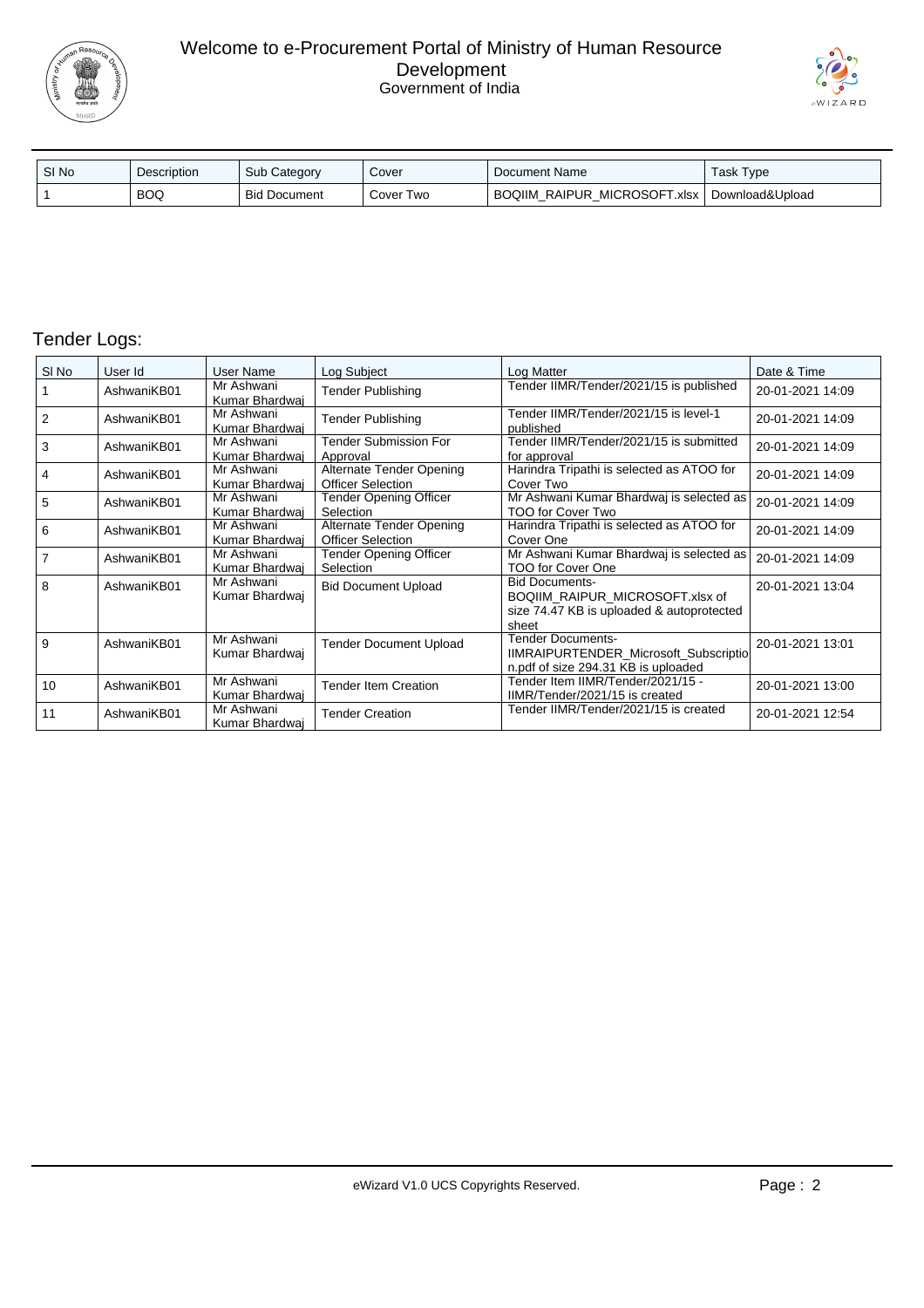| Sl No | Description | Sub Category | Cover | Document Name | Task Type |
|---|---|---|---|---|---|
| 1 | BOQ | Bid Document | Cover Two | BOQIIM_RAIPUR_MICROSOFT.xlsx | Download&Upload |

## Tender Logs:

| Sl No | User Id | User Name | Log Subject | Log Matter | Date & Time |
|---|---|---|---|---|---|
| 1 | AshwaniKB01 | Mr Ashwani Kumar Bhardwaj | Tender Publishing | Tender IIMR/Tender/2021/15 is published | 20-01-2021 14:09 |
| 2 | AshwaniKB01 | Mr Ashwani Kumar Bhardwaj | Tender Publishing | Tender IIMR/Tender/2021/15 is level-1 published | 20-01-2021 14:09 |
| 3 | AshwaniKB01 | Mr Ashwani Kumar Bhardwaj | Tender Submission For Approval | Tender IIMR/Tender/2021/15 is submitted for approval | 20-01-2021 14:09 |
| 4 | AshwaniKB01 | Mr Ashwani Kumar Bhardwaj | Alternate Tender Opening Officer Selection | Harindra Tripathi is selected as ATOO for Cover Two | 20-01-2021 14:09 |
| 5 | AshwaniKB01 | Mr Ashwani Kumar Bhardwaj | Tender Opening Officer Selection | Mr Ashwani Kumar Bhardwaj is selected as TOO for Cover Two | 20-01-2021 14:09 |
| 6 | AshwaniKB01 | Mr Ashwani Kumar Bhardwaj | Alternate Tender Opening Officer Selection | Harindra Tripathi is selected as ATOO for Cover One | 20-01-2021 14:09 |
| 7 | AshwaniKB01 | Mr Ashwani Kumar Bhardwaj | Tender Opening Officer Selection | Mr Ashwani Kumar Bhardwaj is selected as TOO for Cover One | 20-01-2021 14:09 |
| 8 | AshwaniKB01 | Mr Ashwani Kumar Bhardwaj | Bid Document Upload | Bid Documents-BOQIIM_RAIPUR_MICROSOFT.xlsx of size 74.47 KB is uploaded & autoprotected sheet | 20-01-2021 13:04 |
| 9 | AshwaniKB01 | Mr Ashwani Kumar Bhardwaj | Tender Document Upload | Tender Documents-IIMRAIPURTENDER_Microsoft_Subscription.pdf of size 294.31 KB is uploaded | 20-01-2021 13:01 |
| 10 | AshwaniKB01 | Mr Ashwani Kumar Bhardwaj | Tender Item Creation | Tender Item IIMR/Tender/2021/15 - IIMR/Tender/2021/15 is created | 20-01-2021 13:00 |
| 11 | AshwaniKB01 | Mr Ashwani Kumar Bhardwaj | Tender Creation | Tender IIMR/Tender/2021/15 is created | 20-01-2021 12:54 |